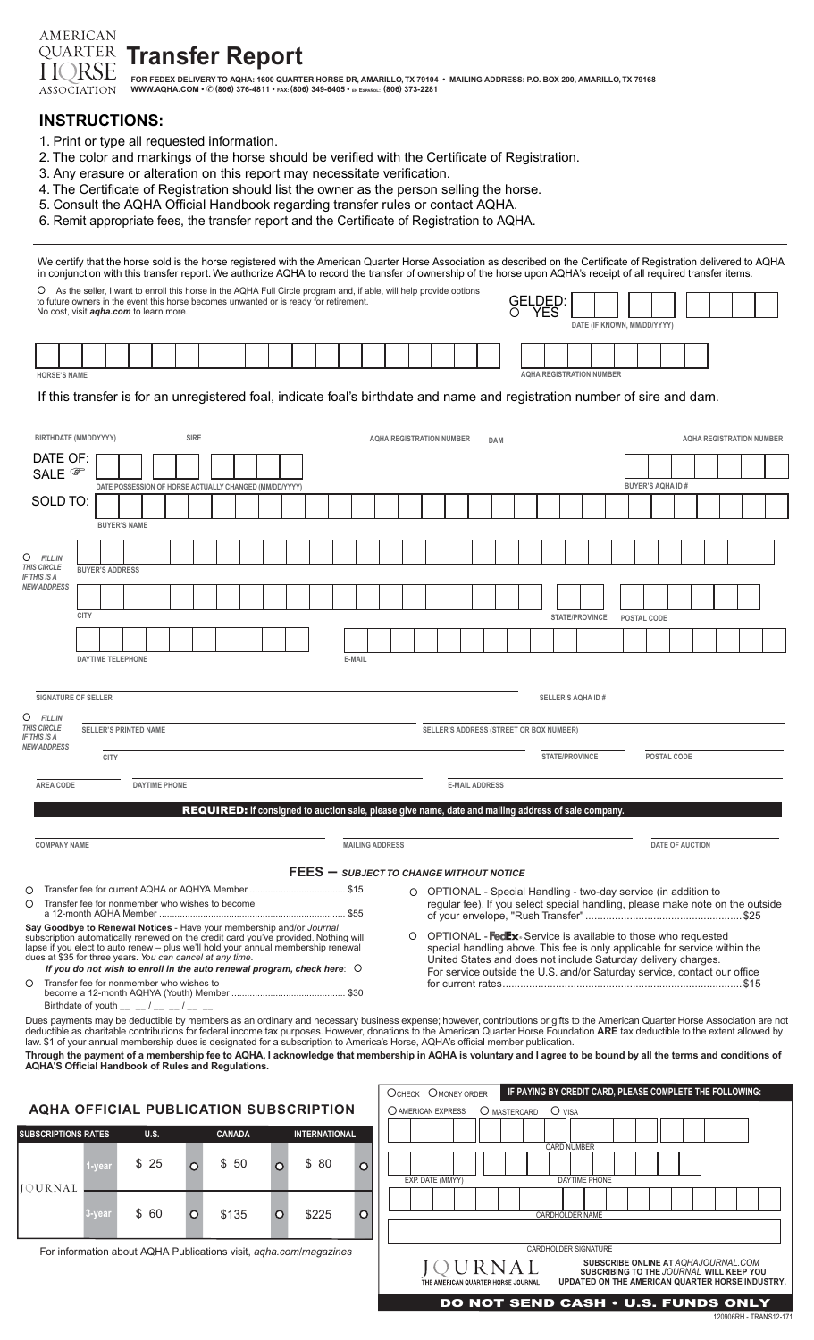AMERICAN QUARTER HORSE ASSOCIATION

# Transfer Report

**FOR FEDEX DELIVERY TO AQHA: 1600 QUARTER HORSE DR, AMARILLO, TX 79104 • MAILING ADDRESS: P.O. BOX 200, AMARILLO, TX 79168**
**WWW.AQHA.COM • ✆ (806) 376-4811 • FAX: (806) 349-6405 • EN ESPAÑOL: (806) 373-2281**

## INSTRUCTIONS:

1. Print or type all requested information.
2. The color and markings of the horse should be verified with the Certificate of Registration.
3. Any erasure or alteration on this report may necessitate verification.
4. The Certificate of Registration should list the owner as the person selling the horse.
5. Consult the AQHA Official Handbook regarding transfer rules or contact AQHA.
6. Remit appropriate fees, the transfer report and the Certificate of Registration to AQHA.

We certify that the horse sold is the horse registered with the American Quarter Horse Association as described on the Certificate of Registration delivered to AQHA in conjunction with this transfer report. We authorize AQHA to record the transfer of ownership of the horse upon AQHA's receipt of all required transfer items.

○ As the seller, I want to enroll this horse in the AQHA Full Circle program and, if able, will help provide options to future owners in the event this horse becomes unwanted or is ready for retirement. No cost, visit *aqha.com* to learn more.

GELDED: ○ YES ____ DATE (IF KNOWN, MM/DD/YYYY)

HORSE'S NAME ____ AQHA REGISTRATION NUMBER ____

If this transfer is for an unregistered foal, indicate foal's birthdate and name and registration number of sire and dam.

BIRTHDATE (MMDDYYYY) ____ SIRE ____ AQHA REGISTRATION NUMBER ____ DAM ____ AQHA REGISTRATION NUMBER ____

DATE OF: SALE ☞ ____ DATE POSSESSION OF HORSE ACTUALLY CHANGED (MM/DD/YYYY) ____ BUYER'S AQHA ID # ____

SOLD TO: ____ BUYER'S NAME

○ *FILL IN THIS CIRCLE IF THIS IS A NEW ADDRESS*

BUYER'S ADDRESS ____

CITY ____ STATE/PROVINCE ____ POSTAL CODE ____

DAYTIME TELEPHONE ____ E-MAIL ____

SIGNATURE OF SELLER ____ SELLER'S AQHA ID # ____

○ *FILL IN THIS CIRCLE IF THIS IS A NEW ADDRESS*

SELLER'S PRINTED NAME ____ SELLER'S ADDRESS (STREET OR BOX NUMBER) ____

CITY ____ STATE/PROVINCE ____ POSTAL CODE ____

AREA CODE ____ DAYTIME PHONE ____ E-MAIL ADDRESS ____

**REQUIRED: If consigned to auction sale, please give name, date and mailing address of sale company.**

COMPANY NAME ____ MAILING ADDRESS ____ DATE OF AUCTION ____

### FEES — *SUBJECT TO CHANGE WITHOUT NOTICE*

○ Transfer fee for current AQHA or AQHYA Member .................................... $15

○ Transfer fee for nonmember who wishes to become a 12-month AQHA Member .................................... $55

**Say Goodbye to Renewal Notices** - Have your membership and/or *Journal* subscription automatically renewed on the credit card you've provided. Nothing will lapse if you elect to auto renew – plus we'll hold your annual membership renewal dues at $35 for three years. *You can cancel at any time.*

***If you do not wish to enroll in the auto renewal program, check here*:** ○

○ Transfer fee for nonmember who wishes to become a 12-month AQHYA (Youth) Member .................................... $30

Birthdate of youth __ __ / __ __ / __ __

○ OPTIONAL - Special Handling - two-day service (in addition to regular fee). If you select special handling, please make note on the outside of your envelope, "Rush Transfer" .................................... $25

○ OPTIONAL - FedEx® Service is available to those who requested special handling above. This fee is only applicable for service within the United States and does not include Saturday delivery charges. For service outside the U.S. and/or Saturday service, contact our office for current rates .................................... $15

Dues payments may be deductible by members as an ordinary and necessary business expense; however, contributions or gifts to the American Quarter Horse Association are not deductible as charitable contributions for federal income tax purposes. However, donations to the American Quarter Horse Foundation **ARE** tax deductible to the extent allowed by law. $1 of your annual membership dues is designated for a subscription to America's Horse, AQHA's official member publication.

**Through the payment of a membership fee to AQHA, I acknowledge that membership in AQHA is voluntary and I agree to be bound by all the terms and conditions of AQHA'S Official Handbook of Rules and Regulations.**

### AQHA OFFICIAL PUBLICATION SUBSCRIPTION

| SUBSCRIPTIONS RATES | | U.S. | | CANADA | | INTERNATIONAL | |
|---|---|---|---|---|---|---|---|
| JOURNAL | 1-year | $ 25 | ○ | $ 50 | ○ | $ 80 | ○ |
| | 3-year | $ 60 | ○ | $135 | ○ | $225 | ○ |

For information about AQHA Publications visit, *aqha.com/magazines*

○ CHECK ○ MONEY ORDER **IF PAYING BY CREDIT CARD, PLEASE COMPLETE THE FOLLOWING:**

○ AMERICAN EXPRESS ○ MASTERCARD ○ VISA

CARD NUMBER ____

EXP. DATE (MMYY) ____ DAYTIME PHONE ____

CARDHOLDER NAME ____

CARDHOLDER SIGNATURE ____

JOURNAL — THE AMERICAN QUARTER HORSE JOURNAL

**SUBSCRIBE ONLINE AT *AQHAJOURNAL.COM***
**SUBSCRIBING TO THE *JOURNAL* WILL KEEP YOU UPDATED ON THE AMERICAN QUARTER HORSE INDUSTRY.**

**DO NOT SEND CASH • U.S. FUNDS ONLY**

120906RH - TRANS12-171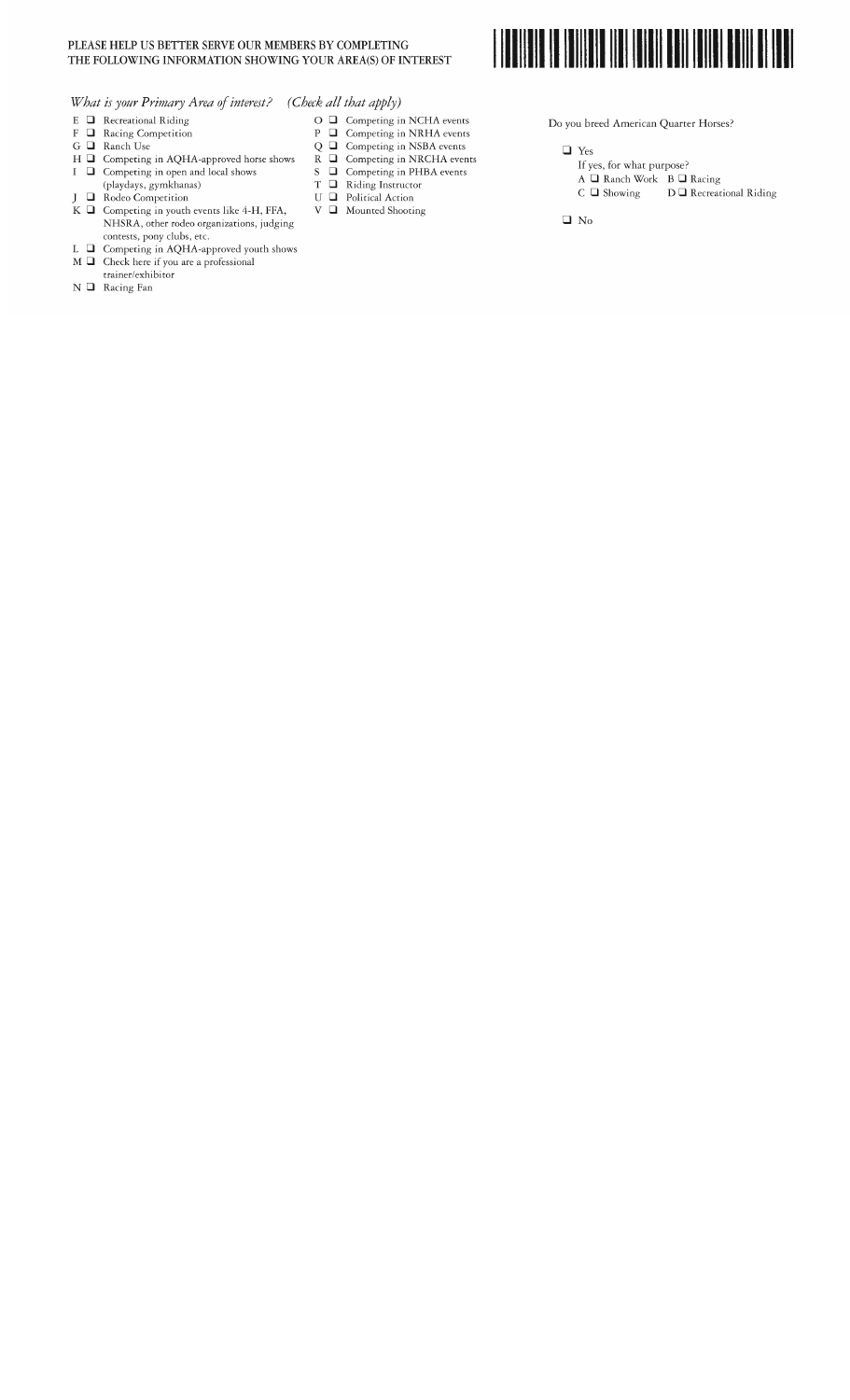PLEASE HELP US BETTER SERVE OUR MEMBERS BY COMPLETING THE FOLLOWING INFORMATION SHOWING YOUR AREA(S) OF INTEREST

*What is your Primary Area of interest? (Check all that apply)*

- E ❑ Recreational Riding
- F ❑ Racing Competition
- G ❑ Ranch Use
- H ❑ Competing in AQHA-approved horse shows
- I ❑ Competing in open and local shows (playdays, gymkhanas)
- J ❑ Rodeo Competition
- K ❑ Competing in youth events like 4-H, FFA, NHSRA, other rodeo organizations, judging contests, pony clubs, etc.
- L ❑ Competing in AQHA-approved youth shows
- M ❑ Check here if you are a professional trainer/exhibitor
- N ❑ Racing Fan
- O ❑ Competing in NCHA events
- P ❑ Competing in NRHA events
- Q ❑ Competing in NSBA events
- R ❑ Competing in NRCHA events
- S ❑ Competing in PHBA events
- T ❑ Riding Instructor
- U ❑ Political Action
- V ❑ Mounted Shooting

Do you breed American Quarter Horses?

❑ Yes

If yes, for what purpose?

A ❑ Ranch Work B ❑ Racing

C ❑ Showing D ❑ Recreational Riding

❑ No